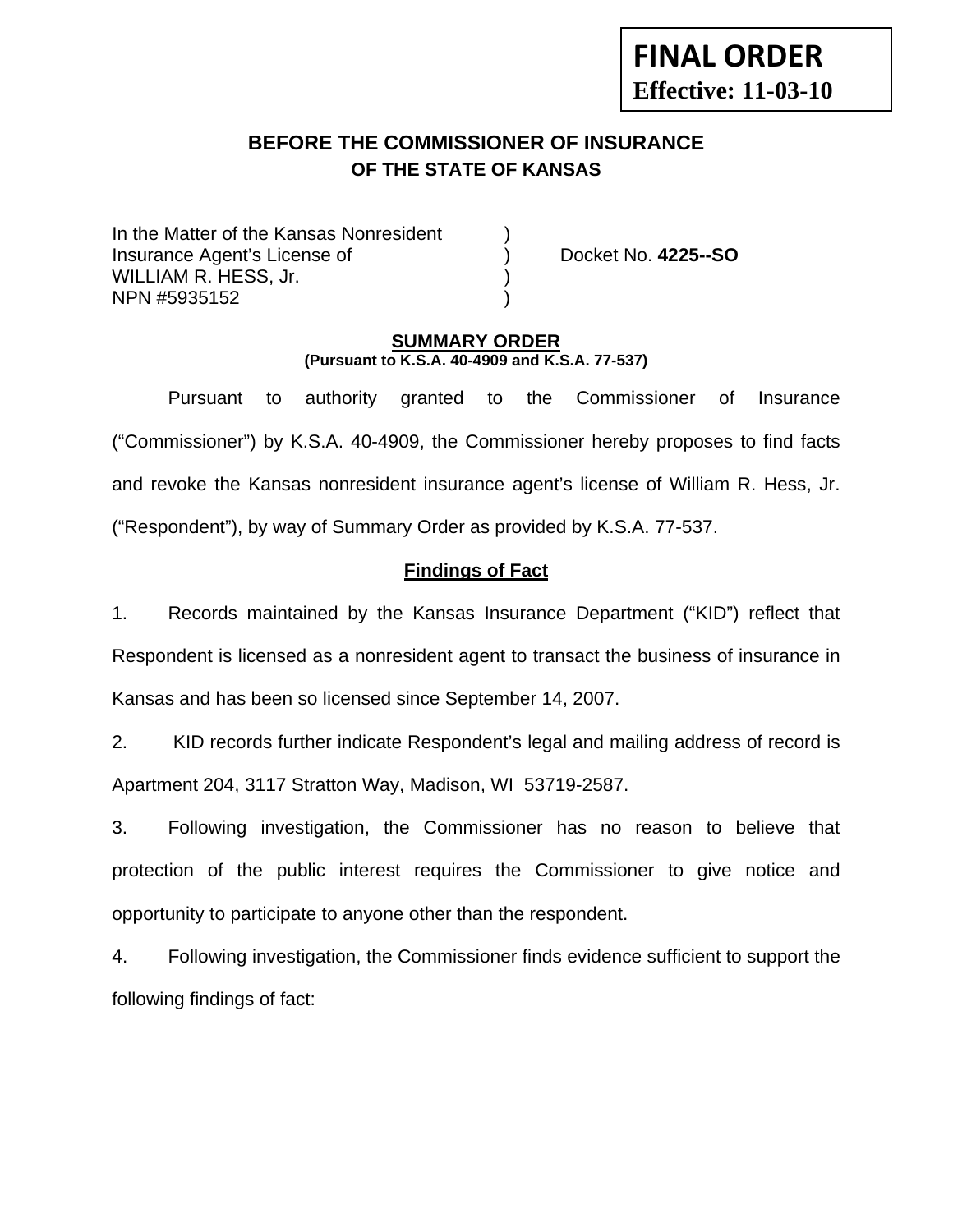**FINAL ORDER**
**Effective: 11-03-10**

# BEFORE THE COMMISSIONER OF INSURANCE
## OF THE STATE OF KANSAS

In the Matter of the Kansas Nonresident )
Insurance Agent's License of ) Docket No. **4225--SO**
WILLIAM R. HESS, Jr. )
NPN #5935152 )

## SUMMARY ORDER
**(Pursuant to K.S.A. 40-4909 and K.S.A. 77-537)**

Pursuant to authority granted to the Commissioner of Insurance ("Commissioner") by K.S.A. 40-4909, the Commissioner hereby proposes to find facts and revoke the Kansas nonresident insurance agent's license of William R. Hess, Jr. ("Respondent"), by way of Summary Order as provided by K.S.A. 77-537.

### Findings of Fact

1. Records maintained by the Kansas Insurance Department ("KID") reflect that Respondent is licensed as a nonresident agent to transact the business of insurance in Kansas and has been so licensed since September 14, 2007.

2. KID records further indicate Respondent's legal and mailing address of record is Apartment 204, 3117 Stratton Way, Madison, WI 53719-2587.

3. Following investigation, the Commissioner has no reason to believe that protection of the public interest requires the Commissioner to give notice and opportunity to participate to anyone other than the respondent.

4. Following investigation, the Commissioner finds evidence sufficient to support the following findings of fact: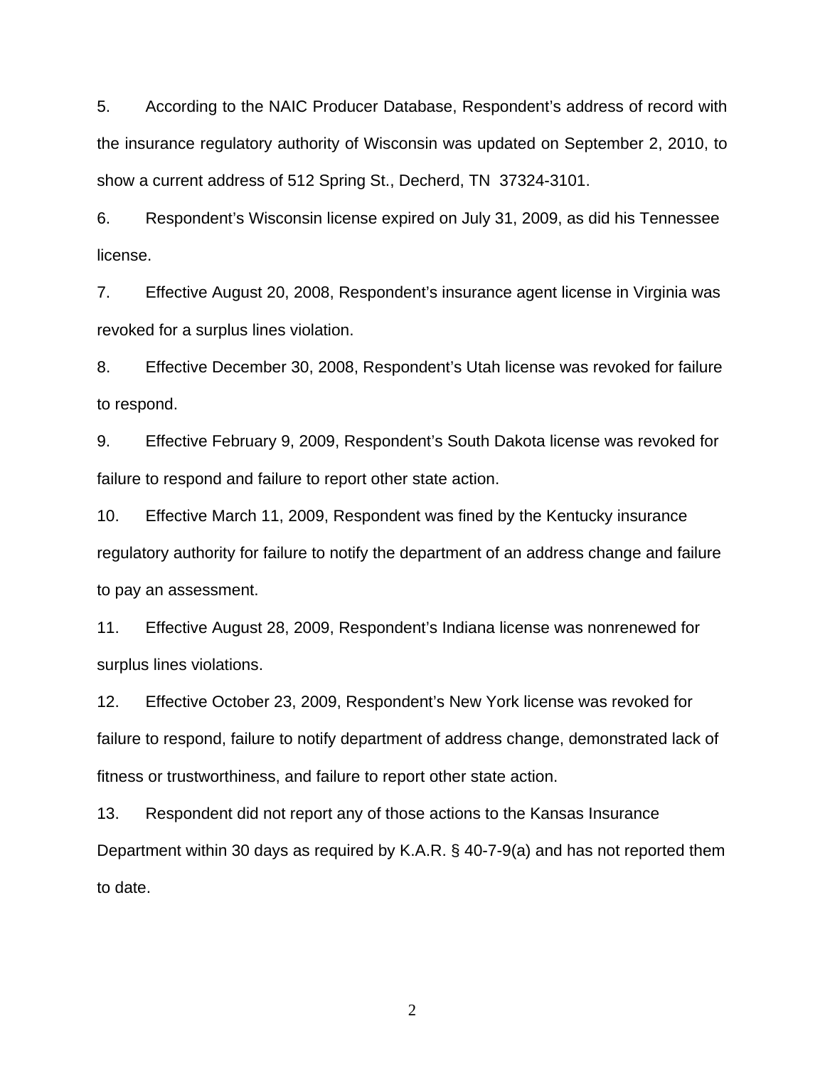5. According to the NAIC Producer Database, Respondent's address of record with the insurance regulatory authority of Wisconsin was updated on September 2, 2010, to show a current address of 512 Spring St., Decherd, TN 37324-3101.

6. Respondent's Wisconsin license expired on July 31, 2009, as did his Tennessee license.

7. Effective August 20, 2008, Respondent's insurance agent license in Virginia was revoked for a surplus lines violation.

8. Effective December 30, 2008, Respondent's Utah license was revoked for failure to respond.

9. Effective February 9, 2009, Respondent's South Dakota license was revoked for failure to respond and failure to report other state action.

10. Effective March 11, 2009, Respondent was fined by the Kentucky insurance regulatory authority for failure to notify the department of an address change and failure to pay an assessment.

11. Effective August 28, 2009, Respondent's Indiana license was nonrenewed for surplus lines violations.

12. Effective October 23, 2009, Respondent's New York license was revoked for failure to respond, failure to notify department of address change, demonstrated lack of fitness or trustworthiness, and failure to report other state action.

13. Respondent did not report any of those actions to the Kansas Insurance Department within 30 days as required by K.A.R. § 40-7-9(a) and has not reported them to date.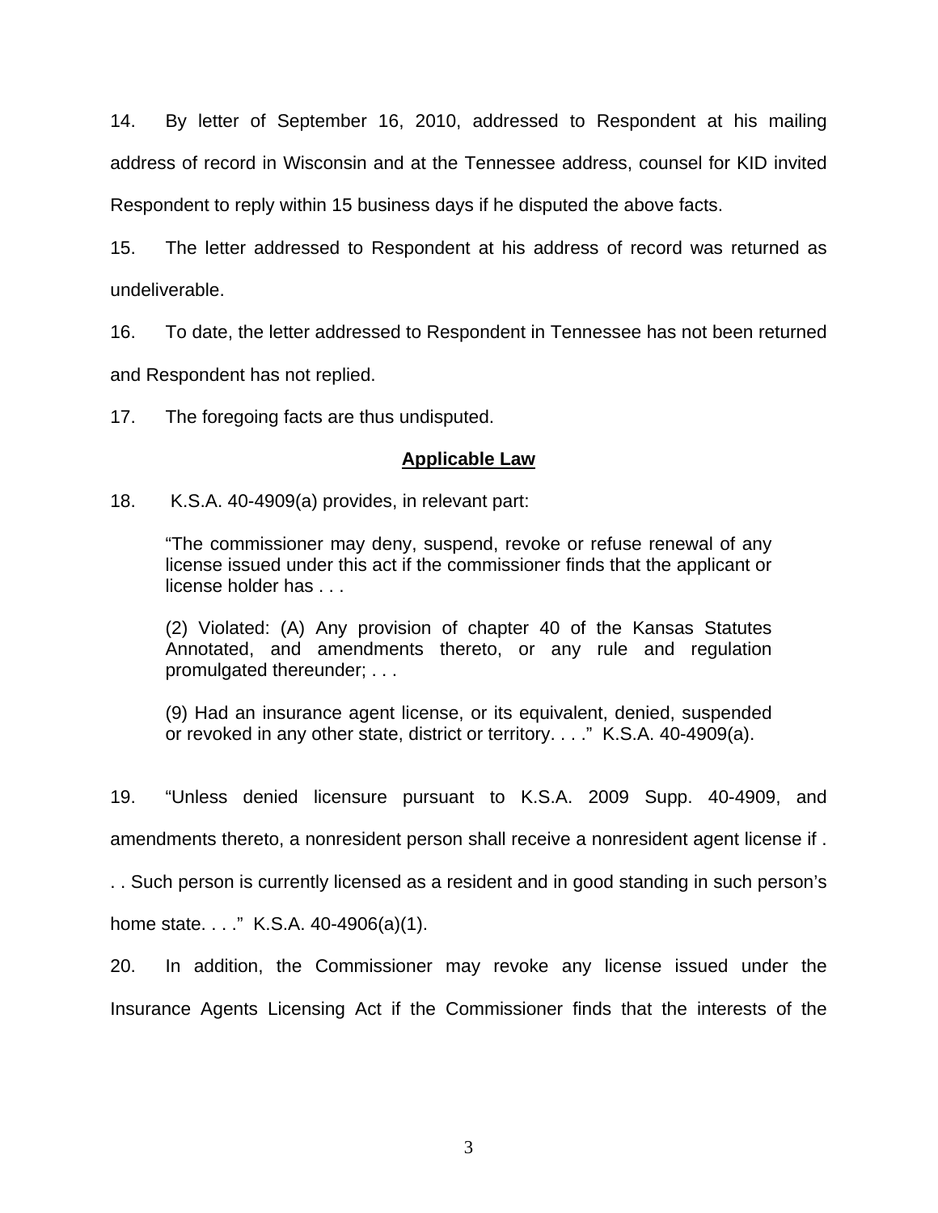14. By letter of September 16, 2010, addressed to Respondent at his mailing address of record in Wisconsin and at the Tennessee address, counsel for KID invited Respondent to reply within 15 business days if he disputed the above facts.

15. The letter addressed to Respondent at his address of record was returned as undeliverable.

16. To date, the letter addressed to Respondent in Tennessee has not been returned and Respondent has not replied.

17. The foregoing facts are thus undisputed.

## Applicable Law

18. K.S.A. 40-4909(a) provides, in relevant part:

> "The commissioner may deny, suspend, revoke or refuse renewal of any license issued under this act if the commissioner finds that the applicant or license holder has . . .
>
> (2) Violated: (A) Any provision of chapter 40 of the Kansas Statutes Annotated, and amendments thereto, or any rule and regulation promulgated thereunder; . . .
>
> (9) Had an insurance agent license, or its equivalent, denied, suspended or revoked in any other state, district or territory. . . ." K.S.A. 40-4909(a).

19. "Unless denied licensure pursuant to K.S.A. 2009 Supp. 40-4909, and amendments thereto, a nonresident person shall receive a nonresident agent license if . . . Such person is currently licensed as a resident and in good standing in such person's home state. . . ." K.S.A. 40-4906(a)(1).

20. In addition, the Commissioner may revoke any license issued under the Insurance Agents Licensing Act if the Commissioner finds that the interests of the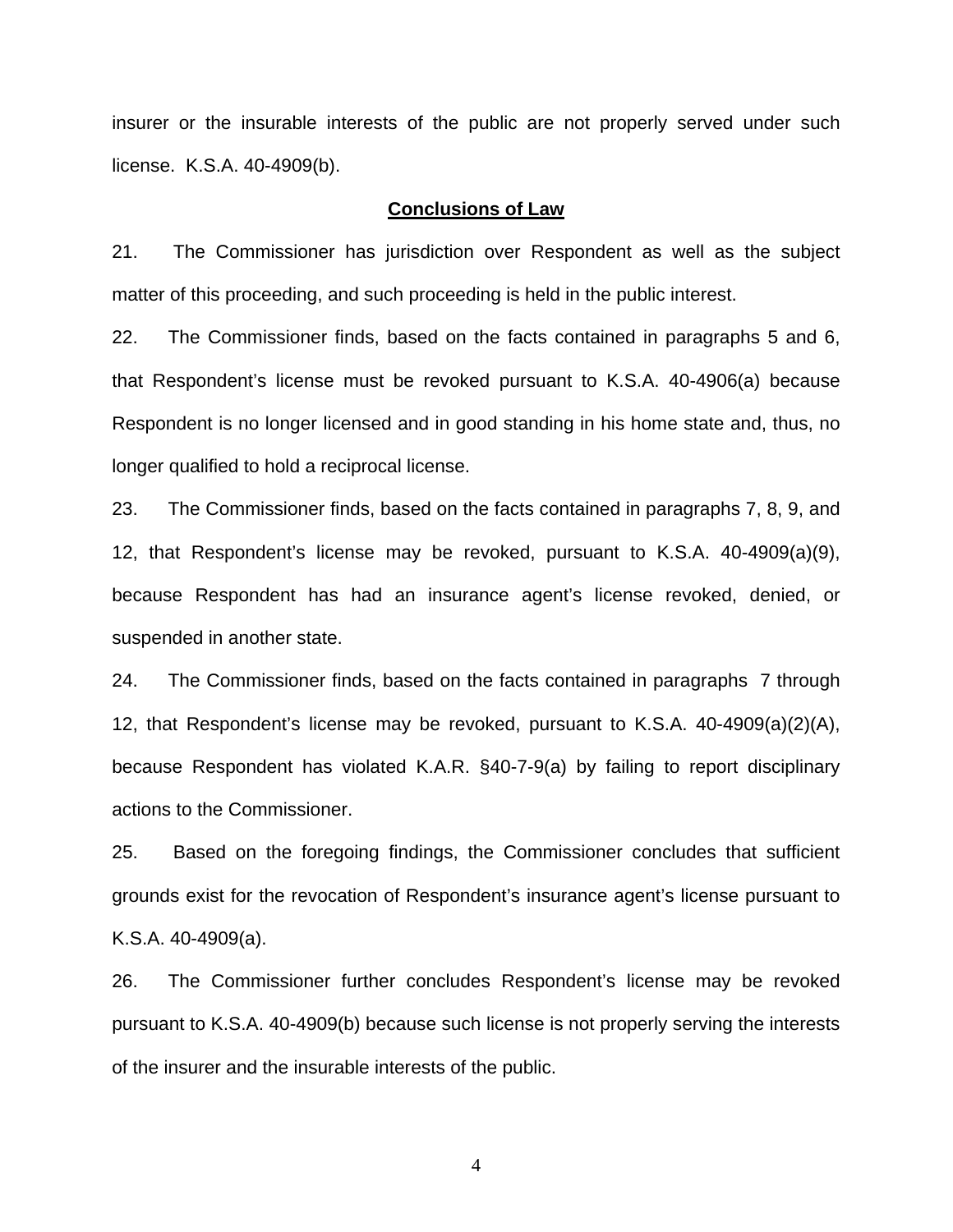insurer or the insurable interests of the public are not properly served under such license. K.S.A. 40-4909(b).

## Conclusions of Law

21. The Commissioner has jurisdiction over Respondent as well as the subject matter of this proceeding, and such proceeding is held in the public interest.

22. The Commissioner finds, based on the facts contained in paragraphs 5 and 6, that Respondent's license must be revoked pursuant to K.S.A. 40-4906(a) because Respondent is no longer licensed and in good standing in his home state and, thus, no longer qualified to hold a reciprocal license.

23. The Commissioner finds, based on the facts contained in paragraphs 7, 8, 9, and 12, that Respondent's license may be revoked, pursuant to K.S.A. 40-4909(a)(9), because Respondent has had an insurance agent's license revoked, denied, or suspended in another state.

24. The Commissioner finds, based on the facts contained in paragraphs 7 through 12, that Respondent's license may be revoked, pursuant to K.S.A. 40-4909(a)(2)(A), because Respondent has violated K.A.R. §40-7-9(a) by failing to report disciplinary actions to the Commissioner.

25. Based on the foregoing findings, the Commissioner concludes that sufficient grounds exist for the revocation of Respondent's insurance agent's license pursuant to K.S.A. 40-4909(a).

26. The Commissioner further concludes Respondent's license may be revoked pursuant to K.S.A. 40-4909(b) because such license is not properly serving the interests of the insurer and the insurable interests of the public.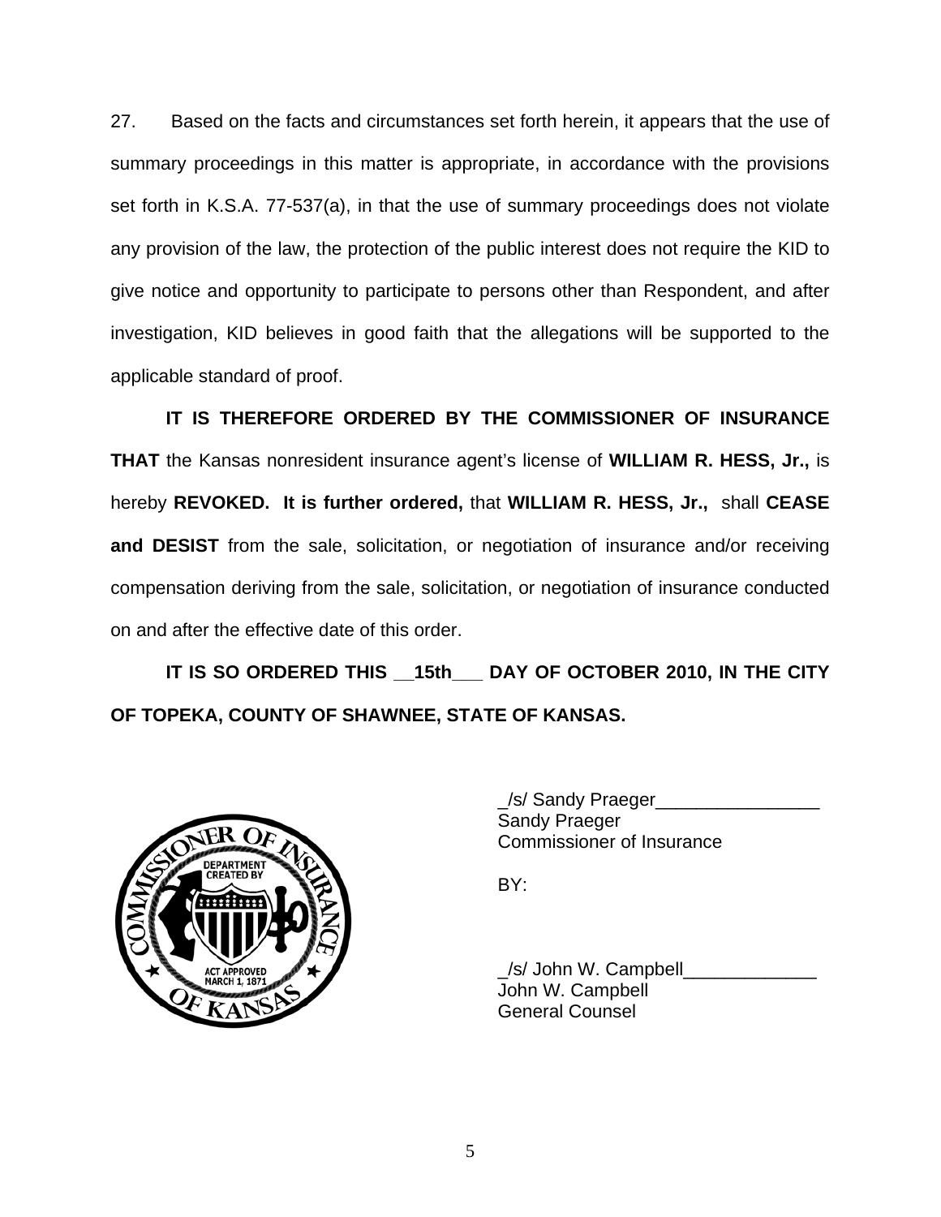27. Based on the facts and circumstances set forth herein, it appears that the use of summary proceedings in this matter is appropriate, in accordance with the provisions set forth in K.S.A. 77-537(a), in that the use of summary proceedings does not violate any provision of the law, the protection of the public interest does not require the KID to give notice and opportunity to participate to persons other than Respondent, and after investigation, KID believes in good faith that the allegations will be supported to the applicable standard of proof.

**IT IS THEREFORE ORDERED BY THE COMMISSIONER OF INSURANCE THAT** the Kansas nonresident insurance agent's license of **WILLIAM R. HESS, Jr.,** is hereby **REVOKED. It is further ordered,** that **WILLIAM R. HESS, Jr.,** shall **CEASE and DESIST** from the sale, solicitation, or negotiation of insurance and/or receiving compensation deriving from the sale, solicitation, or negotiation of insurance conducted on and after the effective date of this order.

**IT IS SO ORDERED THIS __15th___ DAY OF OCTOBER 2010, IN THE CITY OF TOPEKA, COUNTY OF SHAWNEE, STATE OF KANSAS.**

_/s/ Sandy Praeger________________
Sandy Praeger
Commissioner of Insurance

BY:

_/s/ John W. Campbell_____________
John W. Campbell
General Counsel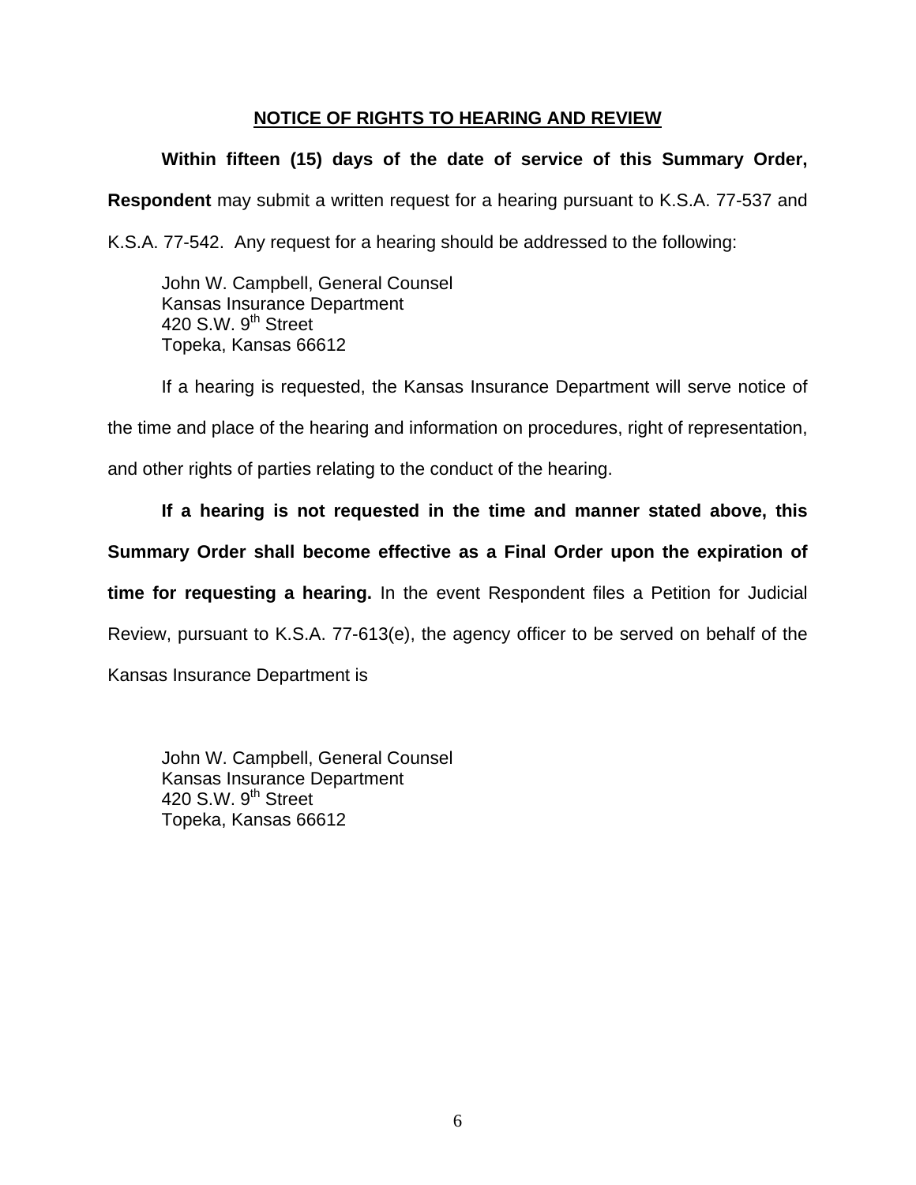## NOTICE OF RIGHTS TO HEARING AND REVIEW

**Within fifteen (15) days of the date of service of this Summary Order, Respondent** may submit a written request for a hearing pursuant to K.S.A. 77-537 and K.S.A. 77-542. Any request for a hearing should be addressed to the following:

John W. Campbell, General Counsel
Kansas Insurance Department
420 S.W. 9th Street
Topeka, Kansas 66612

If a hearing is requested, the Kansas Insurance Department will serve notice of the time and place of the hearing and information on procedures, right of representation, and other rights of parties relating to the conduct of the hearing.

**If a hearing is not requested in the time and manner stated above, this Summary Order shall become effective as a Final Order upon the expiration of time for requesting a hearing.** In the event Respondent files a Petition for Judicial Review, pursuant to K.S.A. 77-613(e), the agency officer to be served on behalf of the Kansas Insurance Department is

John W. Campbell, General Counsel
Kansas Insurance Department
420 S.W. 9th Street
Topeka, Kansas 66612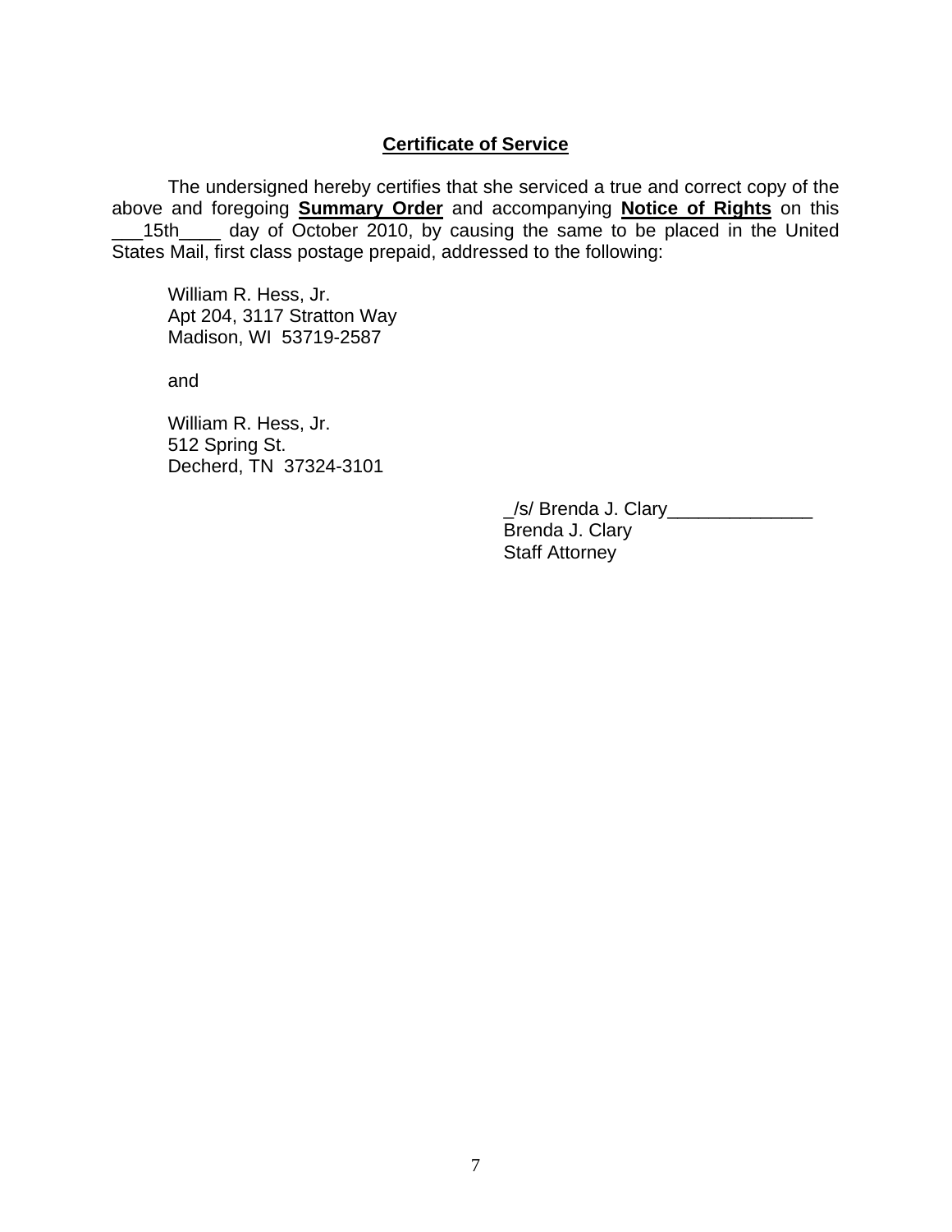## **Certificate of Service**

The undersigned hereby certifies that she serviced a true and correct copy of the above and foregoing **Summary Order** and accompanying **Notice of Rights** on this ___15th____ day of October 2010, by causing the same to be placed in the United States Mail, first class postage prepaid, addressed to the following:

William R. Hess, Jr.
Apt 204, 3117 Stratton Way
Madison, WI 53719-2587

and

William R. Hess, Jr.
512 Spring St.
Decherd, TN 37324-3101

_/s/ Brenda J. Clary______________
Brenda J. Clary
Staff Attorney